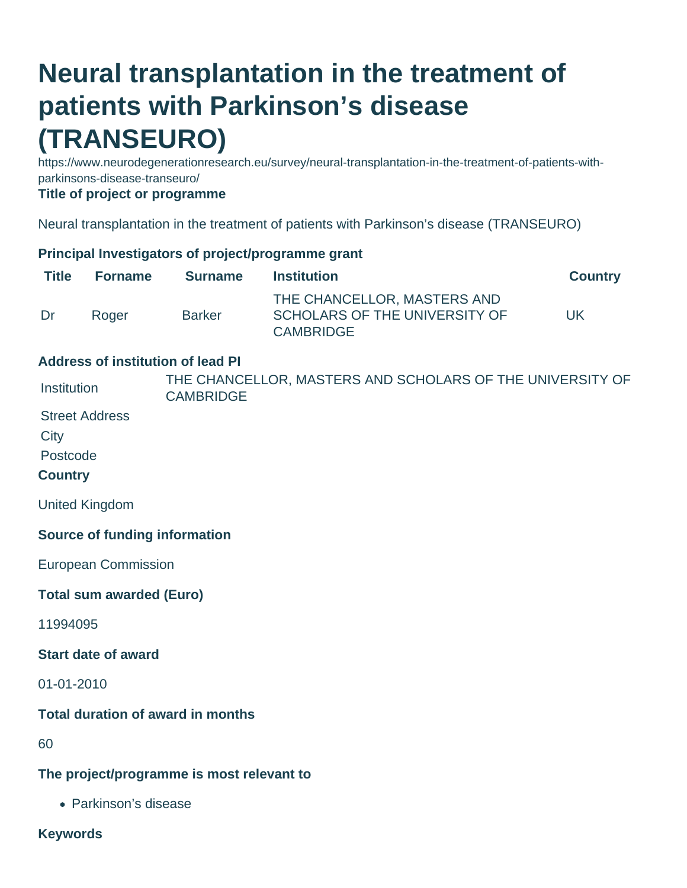# Neural transplantation in the treatment of patients with Parkinson’s disease (TRANSEURO)

https://www.neurodegenerationresearch.eu/survey/neural-transplantation-in-the-treatment-of-patients-with-parkinsons-disease-transeuro/

**Title of project or programme**

Neural transplantation in the treatment of patients with Parkinson’s disease (TRANSEURO)

**Principal Investigators of project/programme grant**

| Title | Forname | Surname | Institution | Country |
|---|---|---|---|---|
| Dr | Roger | Barker | THE CHANCELLOR, MASTERS AND SCHOLARS OF THE UNIVERSITY OF CAMBRIDGE | UK |

**Address of institution of lead PI**

| | |
|---|---|
| Institution | THE CHANCELLOR, MASTERS AND SCHOLARS OF THE UNIVERSITY OF CAMBRIDGE |
| Street Address | |
| City | |
| Postcode | |

**Country**

United Kingdom

**Source of funding information**

European Commission

**Total sum awarded (Euro)**

11994095

**Start date of award**

01-01-2010

**Total duration of award in months**

60

**The project/programme is most relevant to**

- Parkinson’s disease

**Keywords**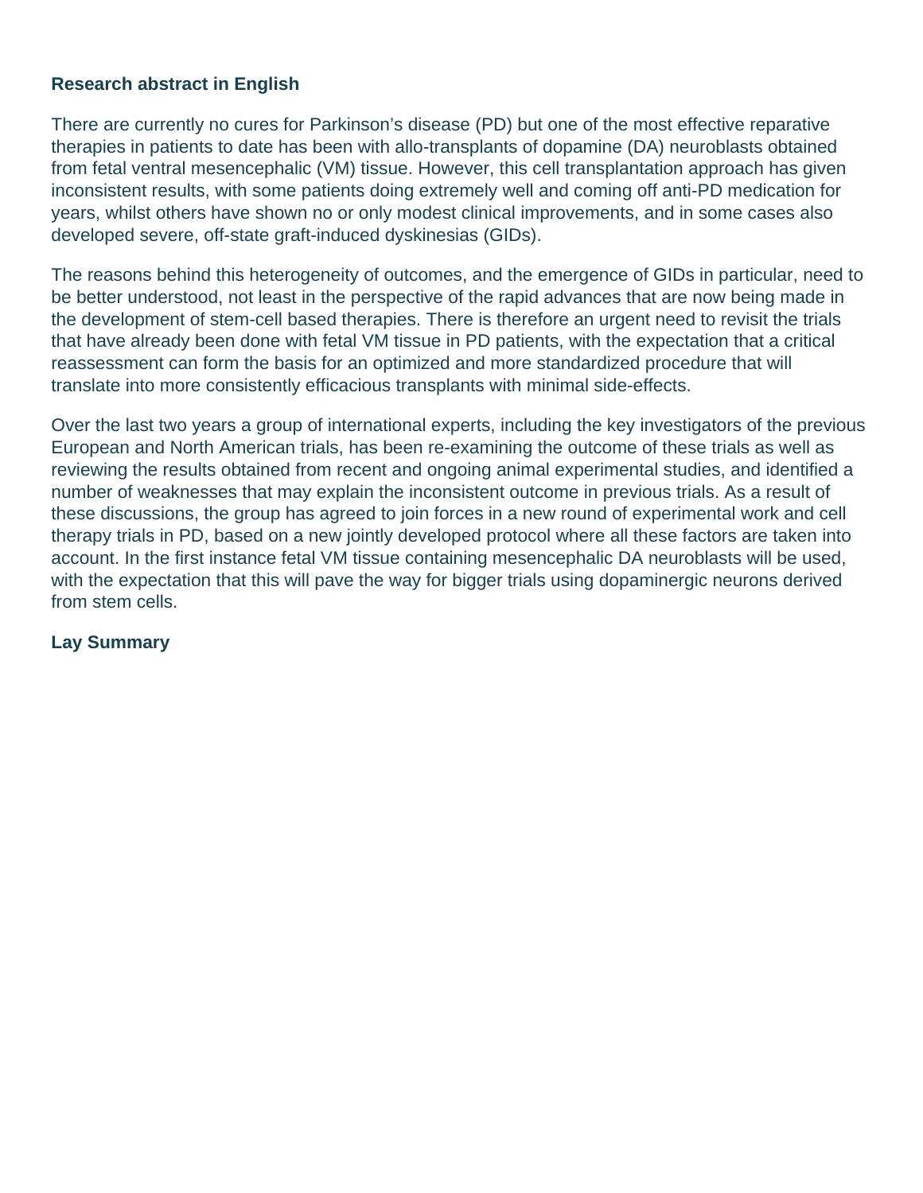**Research abstract in English**

There are currently no cures for Parkinson’s disease (PD) but one of the most effective reparative therapies in patients to date has been with allo-transplants of dopamine (DA) neuroblasts obtained from fetal ventral mesencephalic (VM) tissue. However, this cell transplantation approach has given inconsistent results, with some patients doing extremely well and coming off anti-PD medication for years, whilst others have shown no or only modest clinical improvements, and in some cases also developed severe, off-state graft-induced dyskinesias (GIDs).

The reasons behind this heterogeneity of outcomes, and the emergence of GIDs in particular, need to be better understood, not least in the perspective of the rapid advances that are now being made in the development of stem-cell based therapies. There is therefore an urgent need to revisit the trials that have already been done with fetal VM tissue in PD patients, with the expectation that a critical reassessment can form the basis for an optimized and more standardized procedure that will translate into more consistently efficacious transplants with minimal side-effects.

Over the last two years a group of international experts, including the key investigators of the previous European and North American trials, has been re-examining the outcome of these trials as well as reviewing the results obtained from recent and ongoing animal experimental studies, and identified a number of weaknesses that may explain the inconsistent outcome in previous trials. As a result of these discussions, the group has agreed to join forces in a new round of experimental work and cell therapy trials in PD, based on a new jointly developed protocol where all these factors are taken into account. In the first instance fetal VM tissue containing mesencephalic DA neuroblasts will be used, with the expectation that this will pave the way for bigger trials using dopaminergic neurons derived from stem cells.

**Lay Summary**